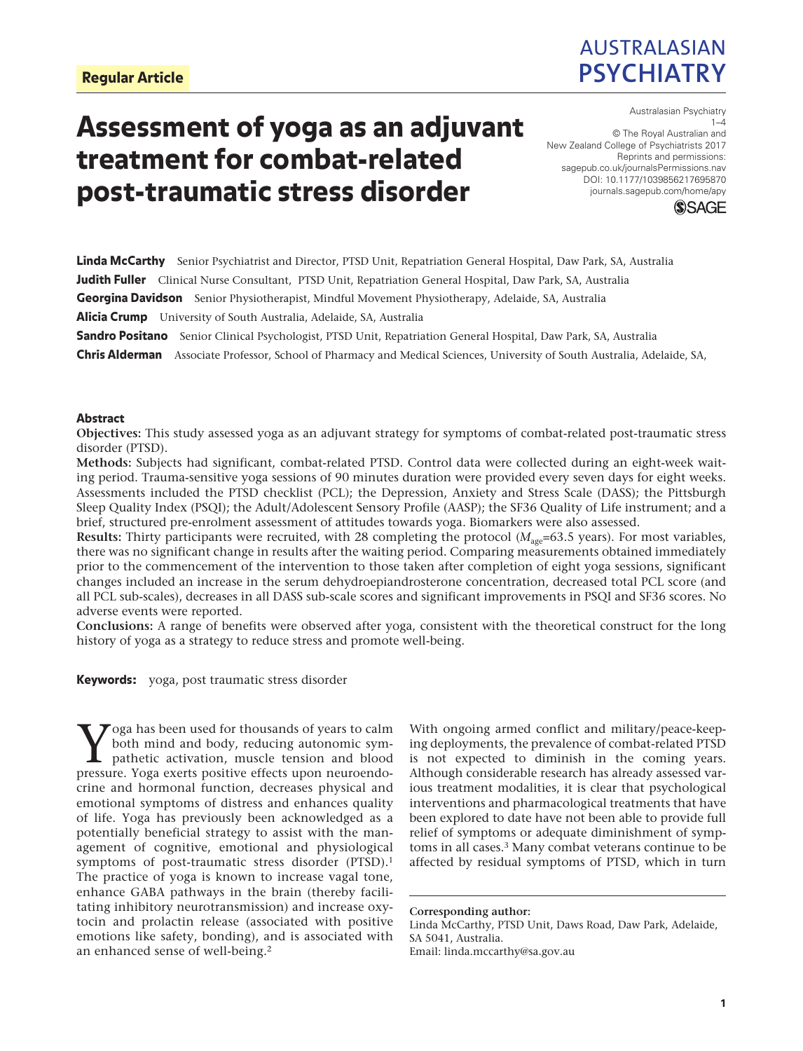**Regular Article**

# Assessment of yoga as an adjuvant treatment for combat-related post-traumatic stress disorder

Australasian Psychiatry
1–4
© The Royal Australian and New Zealand College of Psychiatrists 2017
Reprints and permissions: sagepub.co.uk/journalsPermissions.nav
DOI: 10.1177/1039856217695870
journals.sagepub.com/home/apy

**Linda McCarthy** Senior Psychiatrist and Director, PTSD Unit, Repatriation General Hospital, Daw Park, SA, Australia

**Judith Fuller** Clinical Nurse Consultant, PTSD Unit, Repatriation General Hospital, Daw Park, SA, Australia

**Georgina Davidson** Senior Physiotherapist, Mindful Movement Physiotherapy, Adelaide, SA, Australia

**Alicia Crump** University of South Australia, Adelaide, SA, Australia

**Sandro Positano** Senior Clinical Psychologist, PTSD Unit, Repatriation General Hospital, Daw Park, SA, Australia

**Chris Alderman** Associate Professor, School of Pharmacy and Medical Sciences, University of South Australia, Adelaide, SA,

## Abstract

**Objectives:** This study assessed yoga as an adjuvant strategy for symptoms of combat-related post-traumatic stress disorder (PTSD).

**Methods:** Subjects had significant, combat-related PTSD. Control data were collected during an eight-week waiting period. Trauma-sensitive yoga sessions of 90 minutes duration were provided every seven days for eight weeks. Assessments included the PTSD checklist (PCL); the Depression, Anxiety and Stress Scale (DASS); the Pittsburgh Sleep Quality Index (PSQI); the Adult/Adolescent Sensory Profile (AASP); the SF36 Quality of Life instrument; and a brief, structured pre-enrolment assessment of attitudes towards yoga. Biomarkers were also assessed.

**Results:** Thirty participants were recruited, with 28 completing the protocol ($M_{age}$=63.5 years). For most variables, there was no significant change in results after the waiting period. Comparing measurements obtained immediately prior to the commencement of the intervention to those taken after completion of eight yoga sessions, significant changes included an increase in the serum dehydroepiandrosterone concentration, decreased total PCL score (and all PCL sub-scales), decreases in all DASS sub-scale scores and significant improvements in PSQI and SF36 scores. No adverse events were reported.

**Conclusions:** A range of benefits were observed after yoga, consistent with the theoretical construct for the long history of yoga as a strategy to reduce stress and promote well-being.

**Keywords:** yoga, post traumatic stress disorder

Yoga has been used for thousands of years to calm both mind and body, reducing autonomic sympathetic activation, muscle tension and blood pressure. Yoga exerts positive effects upon neuroendocrine and hormonal function, decreases physical and emotional symptoms of distress and enhances quality of life. Yoga has previously been acknowledged as a potentially beneficial strategy to assist with the management of cognitive, emotional and physiological symptoms of post-traumatic stress disorder (PTSD).[1] The practice of yoga is known to increase vagal tone, enhance GABA pathways in the brain (thereby facilitating inhibitory neurotransmission) and increase oxytocin and prolactin release (associated with positive emotions like safety, bonding), and is associated with an enhanced sense of well-being.[2]

With ongoing armed conflict and military/peace-keeping deployments, the prevalence of combat-related PTSD is not expected to diminish in the coming years. Although considerable research has already assessed various treatment modalities, it is clear that psychological interventions and pharmacological treatments that have been explored to date have not been able to provide full relief of symptoms or adequate diminishment of symptoms in all cases.[3] Many combat veterans continue to be affected by residual symptoms of PTSD, which in turn

**Corresponding author:**
Linda McCarthy, PTSD Unit, Daws Road, Daw Park, Adelaide, SA 5041, Australia.
Email: linda.mccarthy@sa.gov.au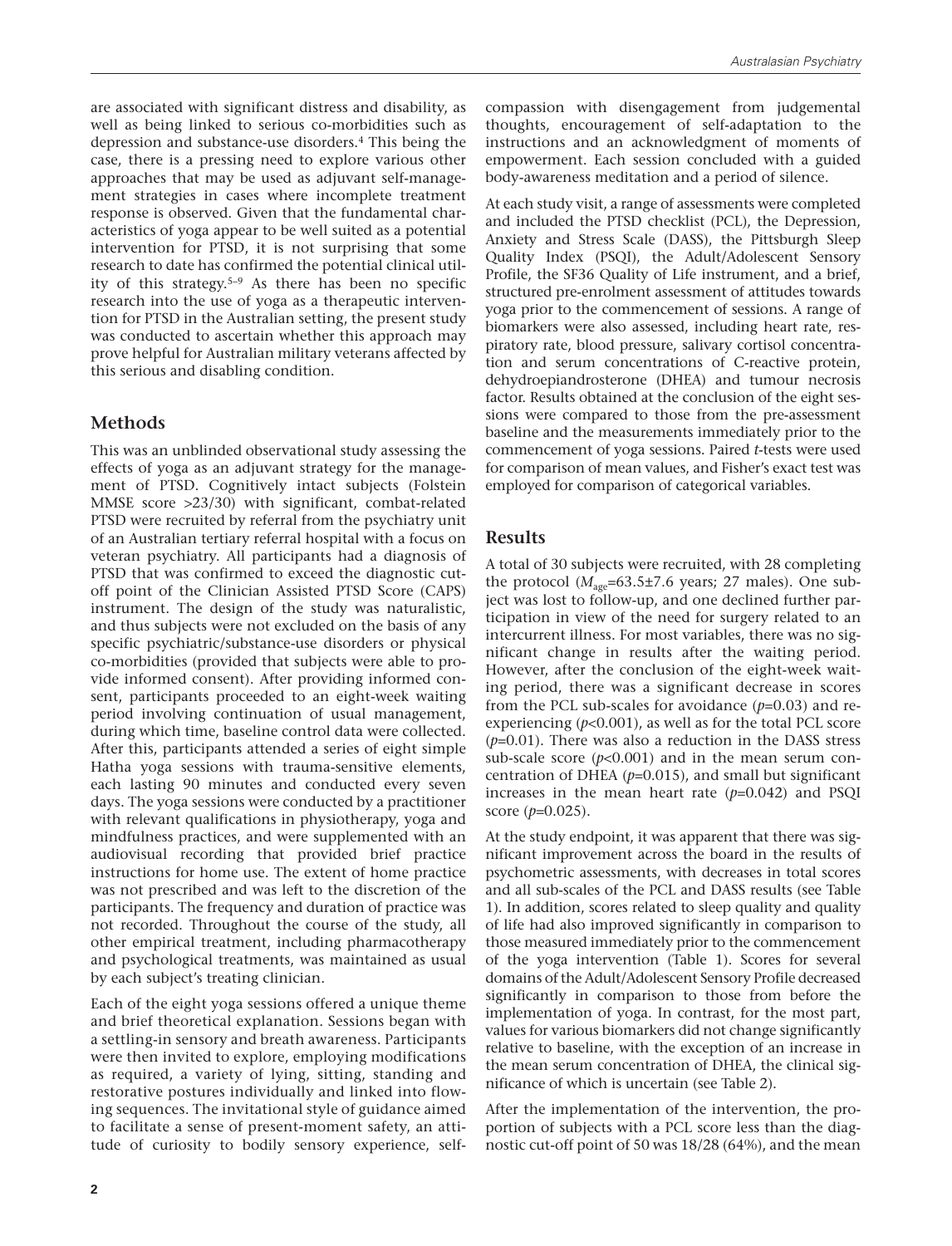are associated with significant distress and disability, as well as being linked to serious co-morbidities such as depression and substance-use disorders.[4] This being the case, there is a pressing need to explore various other approaches that may be used as adjuvant self-management strategies in cases where incomplete treatment response is observed. Given that the fundamental characteristics of yoga appear to be well suited as a potential intervention for PTSD, it is not surprising that some research to date has confirmed the potential clinical utility of this strategy.[5–9] As there has been no specific research into the use of yoga as a therapeutic intervention for PTSD in the Australian setting, the present study was conducted to ascertain whether this approach may prove helpful for Australian military veterans affected by this serious and disabling condition.

## Methods

This was an unblinded observational study assessing the effects of yoga as an adjuvant strategy for the management of PTSD. Cognitively intact subjects (Folstein MMSE score >23/30) with significant, combat-related PTSD were recruited by referral from the psychiatry unit of an Australian tertiary referral hospital with a focus on veteran psychiatry. All participants had a diagnosis of PTSD that was confirmed to exceed the diagnostic cut-off point of the Clinician Assisted PTSD Score (CAPS) instrument. The design of the study was naturalistic, and thus subjects were not excluded on the basis of any specific psychiatric/substance-use disorders or physical co-morbidities (provided that subjects were able to provide informed consent). After providing informed consent, participants proceeded to an eight-week waiting period involving continuation of usual management, during which time, baseline control data were collected. After this, participants attended a series of eight simple Hatha yoga sessions with trauma-sensitive elements, each lasting 90 minutes and conducted every seven days. The yoga sessions were conducted by a practitioner with relevant qualifications in physiotherapy, yoga and mindfulness practices, and were supplemented with an audiovisual recording that provided brief practice instructions for home use. The extent of home practice was not prescribed and was left to the discretion of the participants. The frequency and duration of practice was not recorded. Throughout the course of the study, all other empirical treatment, including pharmacotherapy and psychological treatments, was maintained as usual by each subject's treating clinician.

Each of the eight yoga sessions offered a unique theme and brief theoretical explanation. Sessions began with a settling-in sensory and breath awareness. Participants were then invited to explore, employing modifications as required, a variety of lying, sitting, standing and restorative postures individually and linked into flowing sequences. The invitational style of guidance aimed to facilitate a sense of present-moment safety, an attitude of curiosity to bodily sensory experience, self-compassion with disengagement from judgemental thoughts, encouragement of self-adaptation to the instructions and an acknowledgment of moments of empowerment. Each session concluded with a guided body-awareness meditation and a period of silence.

At each study visit, a range of assessments were completed and included the PTSD checklist (PCL), the Depression, Anxiety and Stress Scale (DASS), the Pittsburgh Sleep Quality Index (PSQI), the Adult/Adolescent Sensory Profile, the SF36 Quality of Life instrument, and a brief, structured pre-enrolment assessment of attitudes towards yoga prior to the commencement of sessions. A range of biomarkers were also assessed, including heart rate, respiratory rate, blood pressure, salivary cortisol concentration and serum concentrations of C-reactive protein, dehydroepiandrosterone (DHEA) and tumour necrosis factor. Results obtained at the conclusion of the eight sessions were compared to those from the pre-assessment baseline and the measurements immediately prior to the commencement of yoga sessions. Paired *t*-tests were used for comparison of mean values, and Fisher's exact test was employed for comparison of categorical variables.

## Results

A total of 30 subjects were recruited, with 28 completing the protocol ($M_{age}$=63.5±7.6 years; 27 males). One subject was lost to follow-up, and one declined further participation in view of the need for surgery related to an intercurrent illness. For most variables, there was no significant change in results after the waiting period. However, after the conclusion of the eight-week waiting period, there was a significant decrease in scores from the PCL sub-scales for avoidance ($p$=0.03) and re-experiencing ($p$<0.001), as well as for the total PCL score ($p$=0.01). There was also a reduction in the DASS stress sub-scale score ($p$<0.001) and in the mean serum concentration of DHEA ($p$=0.015), and small but significant increases in the mean heart rate ($p$=0.042) and PSQI score ($p$=0.025).

At the study endpoint, it was apparent that there was significant improvement across the board in the results of psychometric assessments, with decreases in total scores and all sub-scales of the PCL and DASS results (see Table 1). In addition, scores related to sleep quality and quality of life had also improved significantly in comparison to those measured immediately prior to the commencement of the yoga intervention (Table 1). Scores for several domains of the Adult/Adolescent Sensory Profile decreased significantly in comparison to those from before the implementation of yoga. In contrast, for the most part, values for various biomarkers did not change significantly relative to baseline, with the exception of an increase in the mean serum concentration of DHEA, the clinical significance of which is uncertain (see Table 2).

After the implementation of the intervention, the proportion of subjects with a PCL score less than the diagnostic cut-off point of 50 was 18/28 (64%), and the mean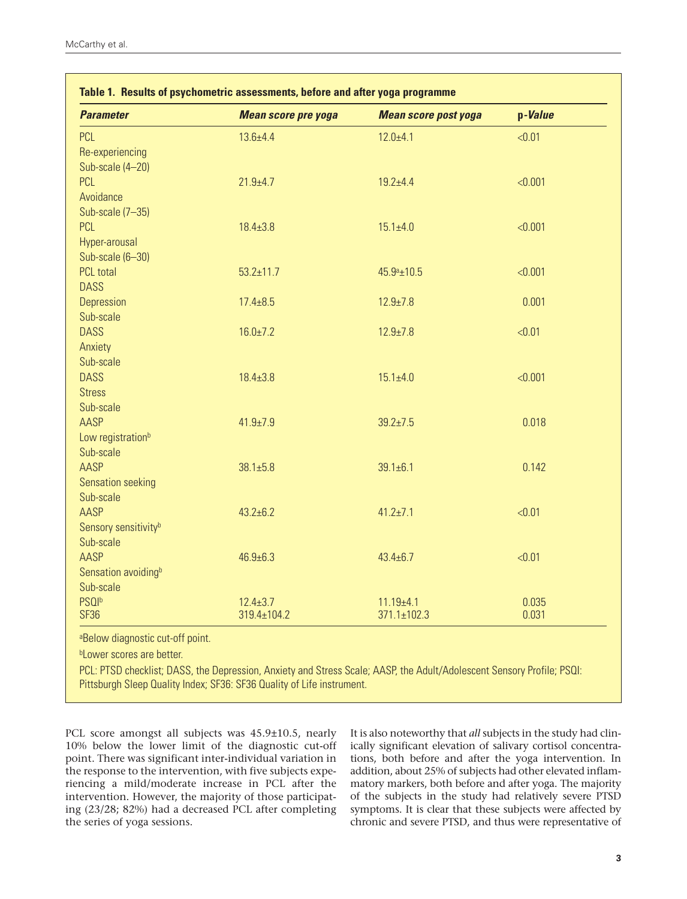**Table 1. Results of psychometric assessments, before and after yoga programme**

| *Parameter* | *Mean score pre yoga* | *Mean score post yoga* | *p-Value* |
|---|---|---|---|
| PCL Re-experiencing Sub-scale (4–20) | 13.6±4.4 | 12.0±4.1 | <0.01 |
| PCL Avoidance Sub-scale (7–35) | 21.9±4.7 | 19.2±4.4 | <0.001 |
| PCL Hyper-arousal Sub-scale (6–30) | 18.4±3.8 | 15.1±4.0 | <0.001 |
| PCL total | 53.2±11.7 | 45.9[a]±10.5 | <0.001 |
| DASS Depression Sub-scale | 17.4±8.5 | 12.9±7.8 | 0.001 |
| DASS Anxiety Sub-scale | 16.0±7.2 | 12.9±7.8 | <0.01 |
| DASS Stress Sub-scale | 18.4±3.8 | 15.1±4.0 | <0.001 |
| AASP Low registration[b] Sub-scale | 41.9±7.9 | 39.2±7.5 | 0.018 |
| AASP Sensation seeking Sub-scale | 38.1±5.8 | 39.1±6.1 | 0.142 |
| AASP Sensory sensitivity[b] Sub-scale | 43.2±6.2 | 41.2±7.1 | <0.01 |
| AASP Sensation avoiding[b] Sub-scale | 46.9±6.3 | 43.4±6.7 | <0.01 |
| PSQI[b] | 12.4±3.7 | 11.19±4.1 | 0.035 |
| SF36 | 319.4±104.2 | 371.1±102.3 | 0.031 |

[a]Below diagnostic cut-off point.

[b]Lower scores are better.

PCL: PTSD checklist; DASS, the Depression, Anxiety and Stress Scale; AASP, the Adult/Adolescent Sensory Profile; PSQI: Pittsburgh Sleep Quality Index; SF36: SF36 Quality of Life instrument.

PCL score amongst all subjects was 45.9±10.5, nearly 10% below the lower limit of the diagnostic cut-off point. There was significant inter-individual variation in the response to the intervention, with five subjects experiencing a mild/moderate increase in PCL after the intervention. However, the majority of those participating (23/28; 82%) had a decreased PCL after completing the series of yoga sessions.

It is also noteworthy that *all* subjects in the study had clinically significant elevation of salivary cortisol concentrations, both before and after the yoga intervention. In addition, about 25% of subjects had other elevated inflammatory markers, both before and after yoga. The majority of the subjects in the study had relatively severe PTSD symptoms. It is clear that these subjects were affected by chronic and severe PTSD, and thus were representative of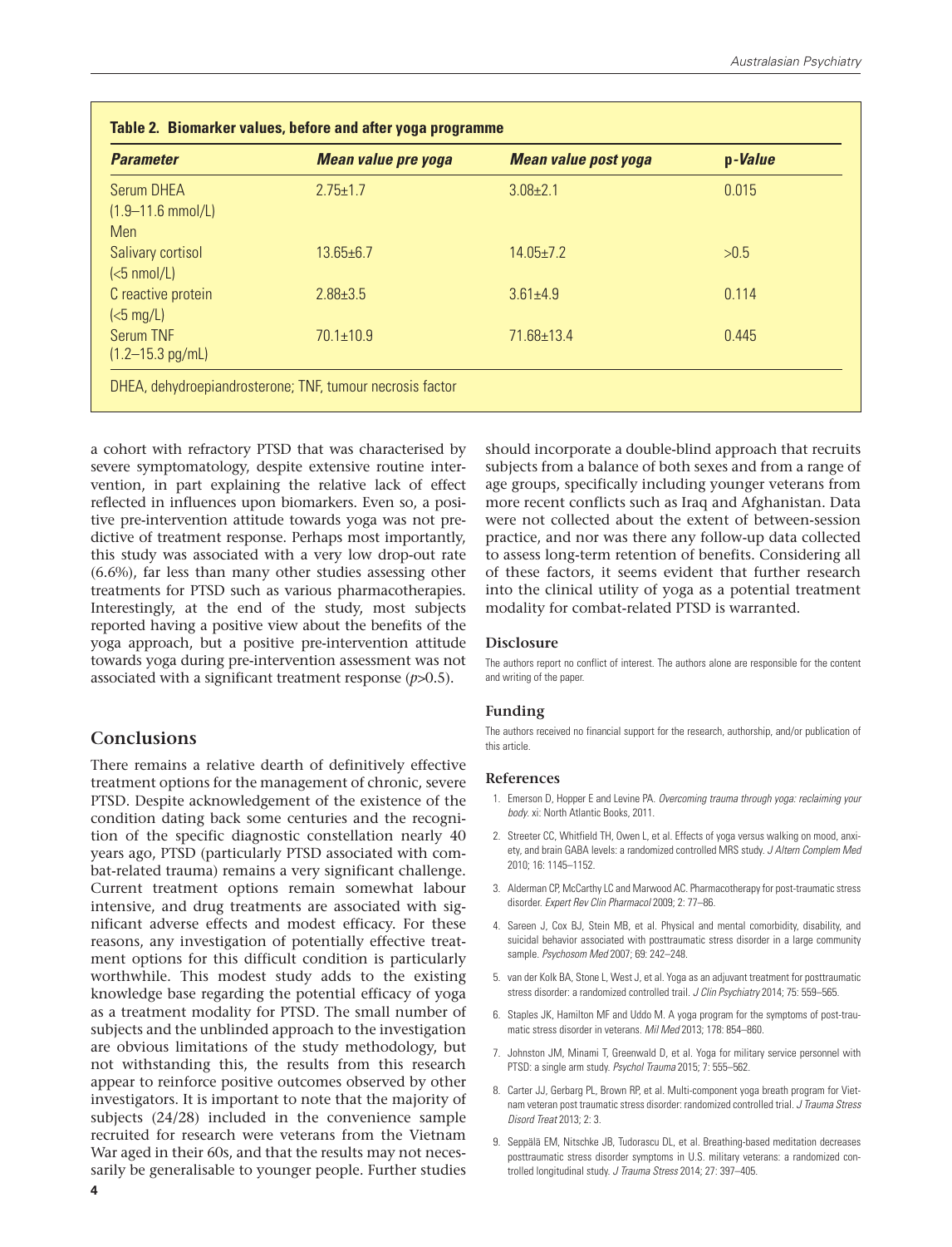**Table 2. Biomarker values, before and after yoga programme**

| *Parameter* | *Mean value pre yoga* | *Mean value post yoga* | p-*Value* |
|---|---|---|---|
| Serum DHEA (1.9–11.6 mmol/L) Men | 2.75±1.7 | 3.08±2.1 | 0.015 |
| Salivary cortisol (<5 nmol/L) | 13.65±6.7 | 14.05±7.2 | >0.5 |
| C reactive protein (<5 mg/L) | 2.88±3.5 | 3.61±4.9 | 0.114 |
| Serum TNF (1.2–15.3 pg/mL) | 70.1±10.9 | 71.68±13.4 | 0.445 |

DHEA, dehydroepiandrosterone; TNF, tumour necrosis factor

a cohort with refractory PTSD that was characterised by severe symptomatology, despite extensive routine intervention, in part explaining the relative lack of effect reflected in influences upon biomarkers. Even so, a positive pre-intervention attitude towards yoga was not predictive of treatment response. Perhaps most importantly, this study was associated with a very low drop-out rate (6.6%), far less than many other studies assessing other treatments for PTSD such as various pharmacotherapies. Interestingly, at the end of the study, most subjects reported having a positive view about the benefits of the yoga approach, but a positive pre-intervention attitude towards yoga during pre-intervention assessment was not associated with a significant treatment response ($p$>0.5).

## Conclusions

There remains a relative dearth of definitively effective treatment options for the management of chronic, severe PTSD. Despite acknowledgement of the existence of the condition dating back some centuries and the recognition of the specific diagnostic constellation nearly 40 years ago, PTSD (particularly PTSD associated with combat-related trauma) remains a very significant challenge. Current treatment options remain somewhat labour intensive, and drug treatments are associated with significant adverse effects and modest efficacy. For these reasons, any investigation of potentially effective treatment options for this difficult condition is particularly worthwhile. This modest study adds to the existing knowledge base regarding the potential efficacy of yoga as a treatment modality for PTSD. The small number of subjects and the unblinded approach to the investigation are obvious limitations of the study methodology, but not withstanding this, the results from this research appear to reinforce positive outcomes observed by other investigators. It is important to note that the majority of subjects (24/28) included in the convenience sample recruited for research were veterans from the Vietnam War aged in their 60s, and that the results may not necessarily be generalisable to younger people. Further studies should incorporate a double-blind approach that recruits subjects from a balance of both sexes and from a range of age groups, specifically including younger veterans from more recent conflicts such as Iraq and Afghanistan. Data were not collected about the extent of between-session practice, and nor was there any follow-up data collected to assess long-term retention of benefits. Considering all of these factors, it seems evident that further research into the clinical utility of yoga as a potential treatment modality for combat-related PTSD is warranted.

### Disclosure

The authors report no conflict of interest. The authors alone are responsible for the content and writing of the paper.

### Funding

The authors received no financial support for the research, authorship, and/or publication of this article.

### References

1. Emerson D, Hopper E and Levine PA. *Overcoming trauma through yoga: reclaiming your body*. xi: North Atlantic Books, 2011.
2. Streeter CC, Whitfield TH, Owen L, et al. Effects of yoga versus walking on mood, anxiety, and brain GABA levels: a randomized controlled MRS study. *J Altern Complem Med* 2010; 16: 1145–1152.
3. Alderman CP, McCarthy LC and Marwood AC. Pharmacotherapy for post-traumatic stress disorder. *Expert Rev Clin Pharmacol* 2009; 2: 77–86.
4. Sareen J, Cox BJ, Stein MB, et al. Physical and mental comorbidity, disability, and suicidal behavior associated with posttraumatic stress disorder in a large community sample. *Psychosom Med* 2007; 69: 242–248.
5. van der Kolk BA, Stone L, West J, et al. Yoga as an adjuvant treatment for posttraumatic stress disorder: a randomized controlled trail. *J Clin Psychiatry* 2014; 75: 559–565.
6. Staples JK, Hamilton MF and Uddo M. A yoga program for the symptoms of post-traumatic stress disorder in veterans. *Mil Med* 2013; 178: 854–860.
7. Johnston JM, Minami T, Greenwald D, et al. Yoga for military service personnel with PTSD: a single arm study. *Psychol Trauma* 2015; 7: 555–562.
8. Carter JJ, Gerbarg PL, Brown RP, et al. Multi-component yoga breath program for Vietnam veteran post traumatic stress disorder: randomized controlled trial. *J Trauma Stress Disord Treat* 2013; 2: 3.
9. Seppälä EM, Nitschke JB, Tudorascu DL, et al. Breathing-based meditation decreases posttraumatic stress disorder symptoms in U.S. military veterans: a randomized controlled longitudinal study. *J Trauma Stress* 2014; 27: 397–405.